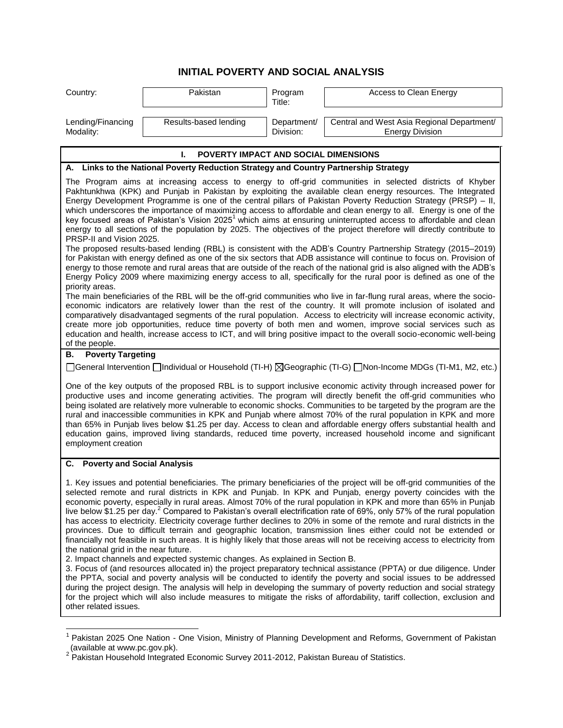# INITIAL POVERTY AND SOCIAL ANALYSIS

| Country: | Pakistan | Program Title: | Access to Clean Energy |
|---|---|---|---|
| Lending/Financing Modality: | Results-based lending | Department/ Division: | Central and West Asia Regional Department/ Energy Division |

## I. POVERTY IMPACT AND SOCIAL DIMENSIONS

### A. Links to the National Poverty Reduction Strategy and Country Partnership Strategy

The Program aims at increasing access to energy to off-grid communities in selected districts of Khyber Pakhtunkhwa (KPK) and Punjab in Pakistan by exploiting the available clean energy resources. The Integrated Energy Development Programme is one of the central pillars of Pakistan Poverty Reduction Strategy (PRSP) – II, which underscores the importance of maximizing access to affordable and clean energy to all. Energy is one of the key focused areas of Pakistan's Vision 2025[1] which aims at ensuring uninterrupted access to affordable and clean energy to all sections of the population by 2025. The objectives of the project therefore will directly contribute to PRSP-II and Vision 2025.

The proposed results-based lending (RBL) is consistent with the ADB's Country Partnership Strategy (2015–2019) for Pakistan with energy defined as one of the six sectors that ADB assistance will continue to focus on. Provision of energy to those remote and rural areas that are outside of the reach of the national grid is also aligned with the ADB's Energy Policy 2009 where maximizing energy access to all, specifically for the rural poor is defined as one of the priority areas.

The main beneficiaries of the RBL will be the off-grid communities who live in far-flung rural areas, where the socio-economic indicators are relatively lower than the rest of the country. It will promote inclusion of isolated and comparatively disadvantaged segments of the rural population. Access to electricity will increase economic activity, create more job opportunities, reduce time poverty of both men and women, improve social services such as education and health, increase access to ICT, and will bring positive impact to the overall socio-economic well-being of the people.

### B. Poverty Targeting

☐General Intervention ☐Individual or Household (TI-H) ☒Geographic (TI-G) ☐Non-Income MDGs (TI-M1, M2, etc.)

One of the key outputs of the proposed RBL is to support inclusive economic activity through increased power for productive uses and income generating activities. The program will directly benefit the off-grid communities who being isolated are relatively more vulnerable to economic shocks. Communities to be targeted by the program are the rural and inaccessible communities in KPK and Punjab where almost 70% of the rural population in KPK and more than 65% in Punjab lives below $1.25 per day. Access to clean and affordable energy offers substantial health and education gains, improved living standards, reduced time poverty, increased household income and significant employment creation

### C. Poverty and Social Analysis

1. Key issues and potential beneficiaries. The primary beneficiaries of the project will be off-grid communities of the selected remote and rural districts in KPK and Punjab. In KPK and Punjab, energy poverty coincides with the economic poverty, especially in rural areas. Almost 70% of the rural population in KPK and more than 65% in Punjab live below $1.25 per day.[2] Compared to Pakistan's overall electrification rate of 69%, only 57% of the rural population has access to electricity. Electricity coverage further declines to 20% in some of the remote and rural districts in the provinces. Due to difficult terrain and geographic location, transmission lines either could not be extended or financially not feasible in such areas. It is highly likely that those areas will not be receiving access to electricity from the national grid in the near future.

2. Impact channels and expected systemic changes. As explained in Section B.

3. Focus of (and resources allocated in) the project preparatory technical assistance (PPTA) or due diligence. Under the PPTA, social and poverty analysis will be conducted to identify the poverty and social issues to be addressed during the project design. The analysis will help in developing the summary of poverty reduction and social strategy for the project which will also include measures to mitigate the risks of affordability, tariff collection, exclusion and other related issues.

---

[1] Pakistan 2025 One Nation - One Vision, Ministry of Planning Development and Reforms, Government of Pakistan (available at www.pc.gov.pk).

[2] Pakistan Household Integrated Economic Survey 2011-2012, Pakistan Bureau of Statistics.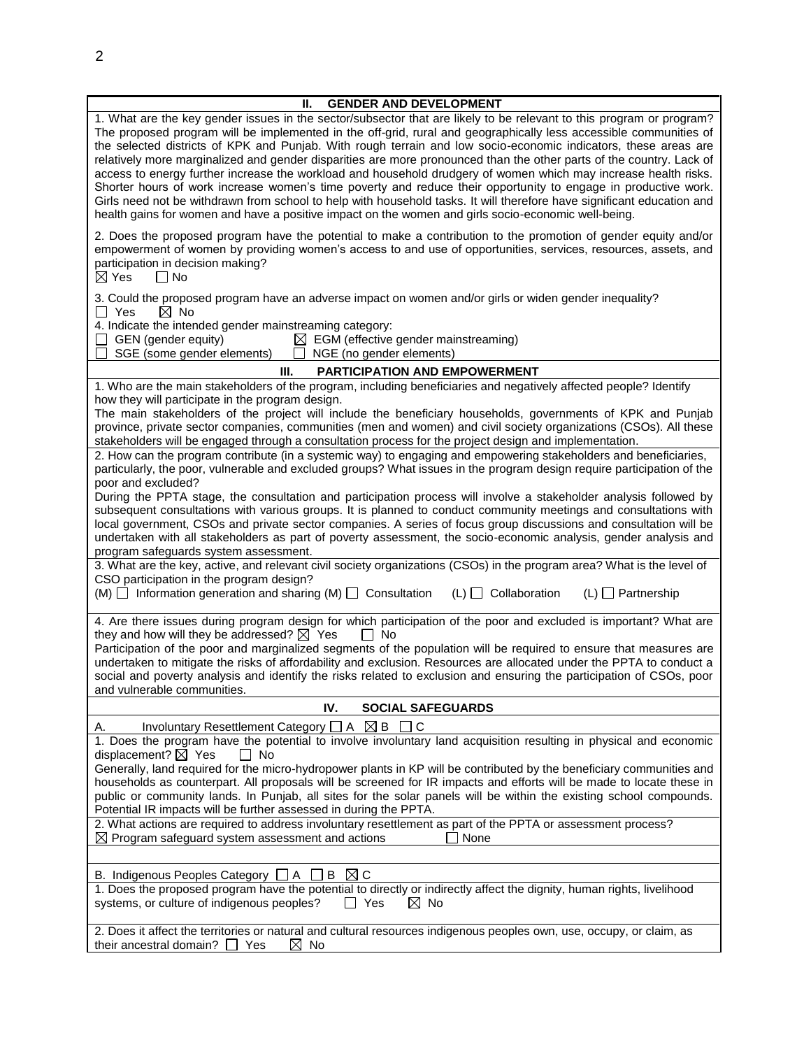## II. GENDER AND DEVELOPMENT

1. What are the key gender issues in the sector/subsector that are likely to be relevant to this program or program?
The proposed program will be implemented in the off-grid, rural and geographically less accessible communities of the selected districts of KPK and Punjab. With rough terrain and low socio-economic indicators, these areas are relatively more marginalized and gender disparities are more pronounced than the other parts of the country. Lack of access to energy further increase the workload and household drudgery of women which may increase health risks. Shorter hours of work increase women's time poverty and reduce their opportunity to engage in productive work. Girls need not be withdrawn from school to help with household tasks. It will therefore have significant education and health gains for women and have a positive impact on the women and girls socio-economic well-being.

2. Does the proposed program have the potential to make a contribution to the promotion of gender equity and/or empowerment of women by providing women's access to and use of opportunities, services, resources, assets, and participation in decision making?
☒ Yes ☐ No

3. Could the proposed program have an adverse impact on women and/or girls or widen gender inequality?
☐ Yes ☒ No

4. Indicate the intended gender mainstreaming category:
☐ GEN (gender equity) ☒ EGM (effective gender mainstreaming)
☐ SGE (some gender elements) ☐ NGE (no gender elements)

## III. PARTICIPATION AND EMPOWERMENT

1. Who are the main stakeholders of the program, including beneficiaries and negatively affected people? Identify how they will participate in the program design.
The main stakeholders of the project will include the beneficiary households, governments of KPK and Punjab province, private sector companies, communities (men and women) and civil society organizations (CSOs). All these stakeholders will be engaged through a consultation process for the project design and implementation.

2. How can the program contribute (in a systemic way) to engaging and empowering stakeholders and beneficiaries, particularly, the poor, vulnerable and excluded groups? What issues in the program design require participation of the poor and excluded?
During the PPTA stage, the consultation and participation process will involve a stakeholder analysis followed by subsequent consultations with various groups. It is planned to conduct community meetings and consultations with local government, CSOs and private sector companies. A series of focus group discussions and consultation will be undertaken with all stakeholders as part of poverty assessment, the socio-economic analysis, gender analysis and program safeguards system assessment.

3. What are the key, active, and relevant civil society organizations (CSOs) in the program area? What is the level of CSO participation in the program design?
(M) ☐ Information generation and sharing (M) ☐ Consultation (L) ☐ Collaboration (L) ☐ Partnership

4. Are there issues during program design for which participation of the poor and excluded is important? What are they and how will they be addressed? ☒ Yes ☐ No
Participation of the poor and marginalized segments of the population will be required to ensure that measures are undertaken to mitigate the risks of affordability and exclusion. Resources are allocated under the PPTA to conduct a social and poverty analysis and identify the risks related to exclusion and ensuring the participation of CSOs, poor and vulnerable communities.

## IV. SOCIAL SAFEGUARDS

A. Involuntary Resettlement Category ☐ A ☒ B ☐ C

1. Does the program have the potential to involve involuntary land acquisition resulting in physical and economic displacement? ☒ Yes ☐ No
Generally, land required for the micro-hydropower plants in KP will be contributed by the beneficiary communities and households as counterpart. All proposals will be screened for IR impacts and efforts will be made to locate these in public or community lands. In Punjab, all sites for the solar panels will be within the existing school compounds. Potential IR impacts will be further assessed in during the PPTA.

2. What actions are required to address involuntary resettlement as part of the PPTA or assessment process?
☒ Program safeguard system assessment and actions ☐ None

B. Indigenous Peoples Category ☐ A ☐ B ☒ C

1. Does the proposed program have the potential to directly or indirectly affect the dignity, human rights, livelihood systems, or culture of indigenous peoples? ☐ Yes ☒ No

2. Does it affect the territories or natural and cultural resources indigenous peoples own, use, occupy, or claim, as their ancestral domain? ☐ Yes ☒ No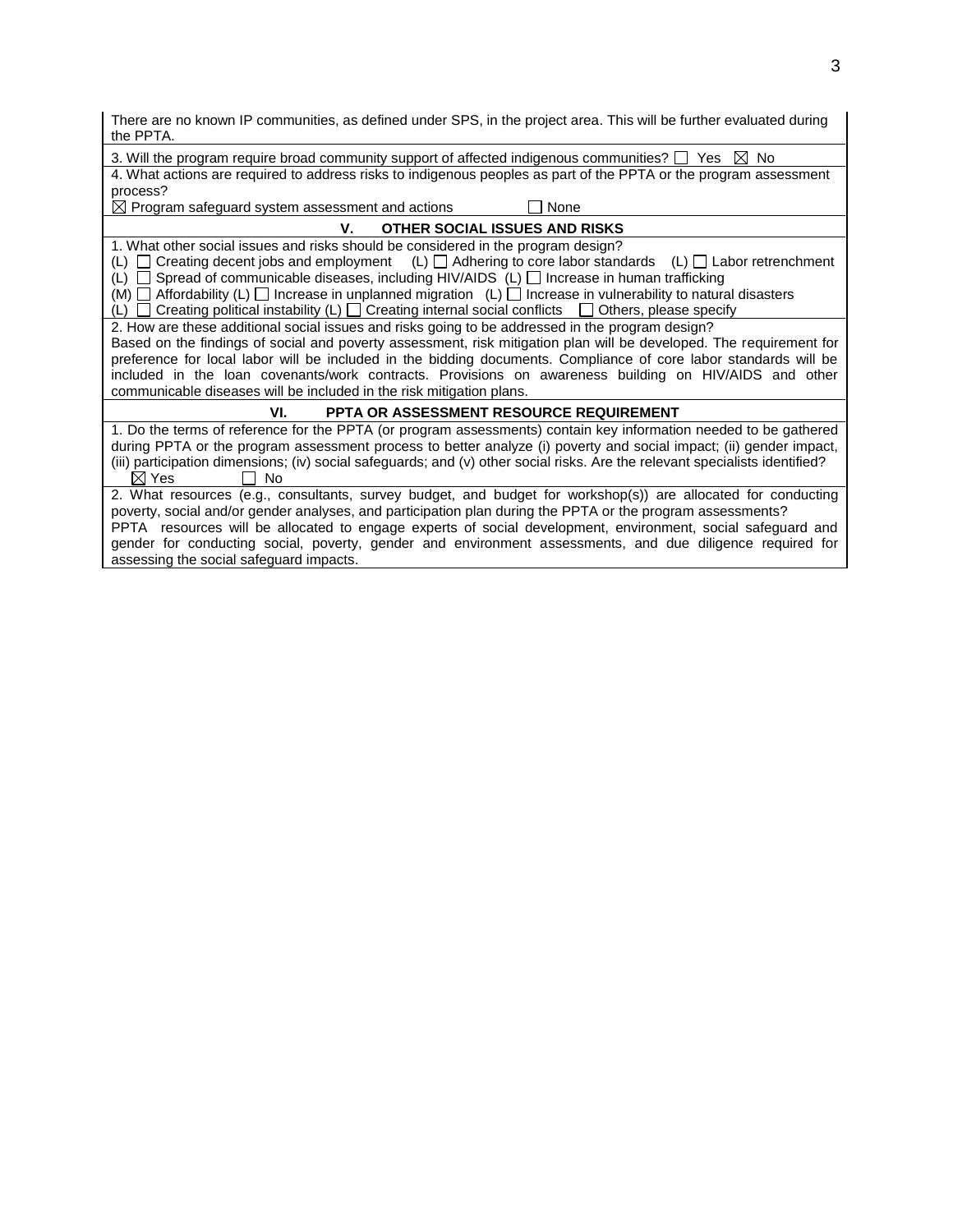There are no known IP communities, as defined under SPS, in the project area. This will be further evaluated during the PPTA.

3. Will the program require broad community support of affected indigenous communities? ☐ Yes ☒ No

4. What actions are required to address risks to indigenous peoples as part of the PPTA or the program assessment process?

☒ Program safeguard system assessment and actions ☐ None

## V. OTHER SOCIAL ISSUES AND RISKS

1. What other social issues and risks should be considered in the program design?

(L) ☐ Creating decent jobs and employment (L) ☐ Adhering to core labor standards (L) ☐ Labor retrenchment
(L) ☐ Spread of communicable diseases, including HIV/AIDS (L) ☐ Increase in human trafficking
(M) ☐ Affordability (L) ☐ Increase in unplanned migration (L) ☐ Increase in vulnerability to natural disasters
(L) ☐ Creating political instability (L) ☐ Creating internal social conflicts ☐ Others, please specify

2. How are these additional social issues and risks going to be addressed in the program design?

Based on the findings of social and poverty assessment, risk mitigation plan will be developed. The requirement for preference for local labor will be included in the bidding documents. Compliance of core labor standards will be included in the loan covenants/work contracts. Provisions on awareness building on HIV/AIDS and other communicable diseases will be included in the risk mitigation plans.

## VI. PPTA OR ASSESSMENT RESOURCE REQUIREMENT

1. Do the terms of reference for the PPTA (or program assessments) contain key information needed to be gathered during PPTA or the program assessment process to better analyze (i) poverty and social impact; (ii) gender impact, (iii) participation dimensions; (iv) social safeguards; and (v) other social risks. Are the relevant specialists identified?

☒ Yes ☐ No

2. What resources (e.g., consultants, survey budget, and budget for workshop(s)) are allocated for conducting poverty, social and/or gender analyses, and participation plan during the PPTA or the program assessments?

PPTA resources will be allocated to engage experts of social development, environment, social safeguard and gender for conducting social, poverty, gender and environment assessments, and due diligence required for assessing the social safeguard impacts.